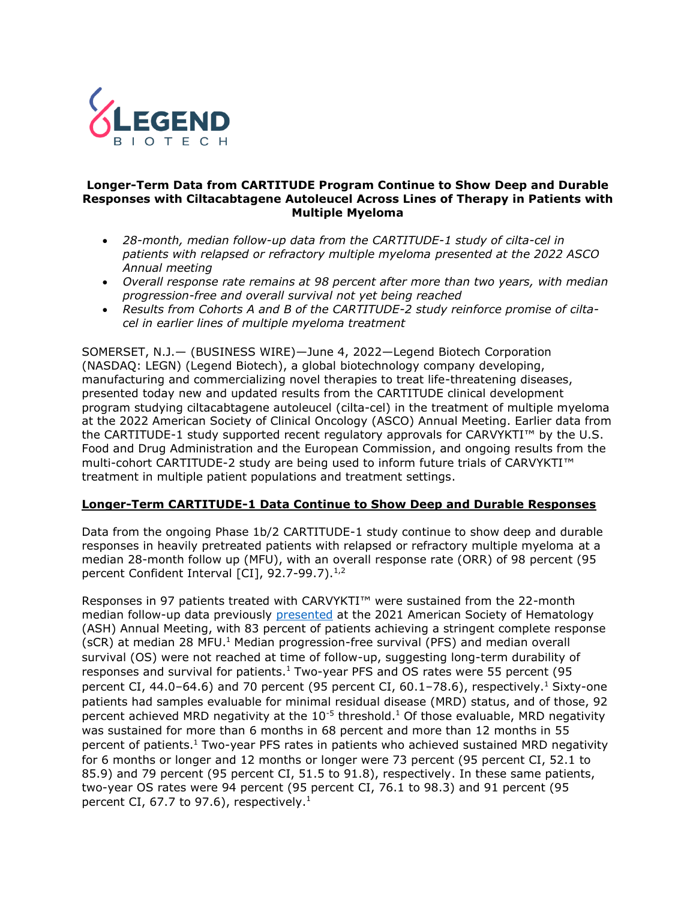LEGEND BIOTECH

# Longer-Term Data from CARTITUDE Program Continue to Show Deep and Durable Responses with Ciltacabtagene Autoleucel Across Lines of Therapy in Patients with Multiple Myeloma

- *28-month, median follow-up data from the CARTITUDE-1 study of cilta-cel in patients with relapsed or refractory multiple myeloma presented at the 2022 ASCO Annual meeting*
- *Overall response rate remains at 98 percent after more than two years, with median progression-free and overall survival not yet being reached*
- *Results from Cohorts A and B of the CARTITUDE-2 study reinforce promise of cilta-cel in earlier lines of multiple myeloma treatment*

SOMERSET, N.J.— (BUSINESS WIRE)—June 4, 2022—Legend Biotech Corporation (NASDAQ: LEGN) (Legend Biotech), a global biotechnology company developing, manufacturing and commercializing novel therapies to treat life-threatening diseases, presented today new and updated results from the CARTITUDE clinical development program studying ciltacabtagene autoleucel (cilta-cel) in the treatment of multiple myeloma at the 2022 American Society of Clinical Oncology (ASCO) Annual Meeting. Earlier data from the CARTITUDE-1 study supported recent regulatory approvals for CARVYKTI™ by the U.S. Food and Drug Administration and the European Commission, and ongoing results from the multi-cohort CARTITUDE-2 study are being used to inform future trials of CARVYKTI™ treatment in multiple patient populations and treatment settings.

## Longer-Term CARTITUDE-1 Data Continue to Show Deep and Durable Responses

Data from the ongoing Phase 1b/2 CARTITUDE-1 study continue to show deep and durable responses in heavily pretreated patients with relapsed or refractory multiple myeloma at a median 28-month follow up (MFU), with an overall response rate (ORR) of 98 percent (95 percent Confident Interval [CI], 92.7-99.7).[1,2]

Responses in 97 patients treated with CARVYKTI™ were sustained from the 22-month median follow-up data previously presented at the 2021 American Society of Hematology (ASH) Annual Meeting, with 83 percent of patients achieving a stringent complete response (sCR) at median 28 MFU.[1] Median progression-free survival (PFS) and median overall survival (OS) were not reached at time of follow-up, suggesting long-term durability of responses and survival for patients.[1] Two-year PFS and OS rates were 55 percent (95 percent CI, 44.0–64.6) and 70 percent (95 percent CI, 60.1–78.6), respectively.[1] Sixty-one patients had samples evaluable for minimal residual disease (MRD) status, and of those, 92 percent achieved MRD negativity at the $10^{-5}$ threshold.[1] Of those evaluable, MRD negativity was sustained for more than 6 months in 68 percent and more than 12 months in 55 percent of patients.[1] Two-year PFS rates in patients who achieved sustained MRD negativity for 6 months or longer and 12 months or longer were 73 percent (95 percent CI, 52.1 to 85.9) and 79 percent (95 percent CI, 51.5 to 91.8), respectively. In these same patients, two-year OS rates were 94 percent (95 percent CI, 76.1 to 98.3) and 91 percent (95 percent CI, 67.7 to 97.6), respectively.[1]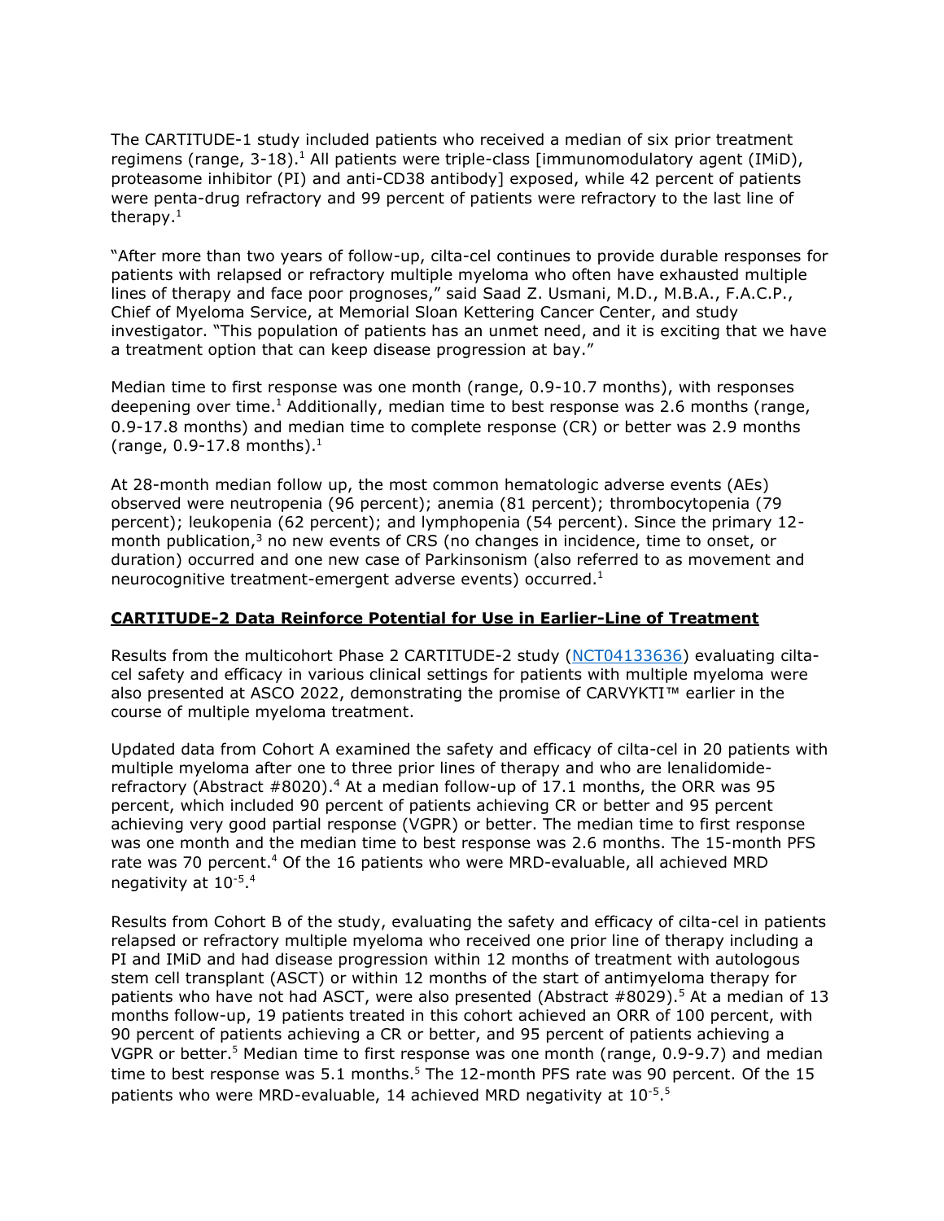The CARTITUDE-1 study included patients who received a median of six prior treatment regimens (range, 3-18).[1] All patients were triple-class [immunomodulatory agent (IMiD), proteasome inhibitor (PI) and anti-CD38 antibody] exposed, while 42 percent of patients were penta-drug refractory and 99 percent of patients were refractory to the last line of therapy.[1]

"After more than two years of follow-up, cilta-cel continues to provide durable responses for patients with relapsed or refractory multiple myeloma who often have exhausted multiple lines of therapy and face poor prognoses," said Saad Z. Usmani, M.D., M.B.A., F.A.C.P., Chief of Myeloma Service, at Memorial Sloan Kettering Cancer Center, and study investigator. "This population of patients has an unmet need, and it is exciting that we have a treatment option that can keep disease progression at bay."

Median time to first response was one month (range, 0.9-10.7 months), with responses deepening over time.[1] Additionally, median time to best response was 2.6 months (range, 0.9-17.8 months) and median time to complete response (CR) or better was 2.9 months (range, 0.9-17.8 months).[1]

At 28-month median follow up, the most common hematologic adverse events (AEs) observed were neutropenia (96 percent); anemia (81 percent); thrombocytopenia (79 percent); leukopenia (62 percent); and lymphopenia (54 percent). Since the primary 12-month publication,[3] no new events of CRS (no changes in incidence, time to onset, or duration) occurred and one new case of Parkinsonism (also referred to as movement and neurocognitive treatment-emergent adverse events) occurred.[1]

## CARTITUDE-2 Data Reinforce Potential for Use in Earlier-Line of Treatment

Results from the multicohort Phase 2 CARTITUDE-2 study (NCT04133636) evaluating cilta-cel safety and efficacy in various clinical settings for patients with multiple myeloma were also presented at ASCO 2022, demonstrating the promise of CARVYKTI™ earlier in the course of multiple myeloma treatment.

Updated data from Cohort A examined the safety and efficacy of cilta-cel in 20 patients with multiple myeloma after one to three prior lines of therapy and who are lenalidomide-refractory (Abstract #8020).[4] At a median follow-up of 17.1 months, the ORR was 95 percent, which included 90 percent of patients achieving CR or better and 95 percent achieving very good partial response (VGPR) or better. The median time to first response was one month and the median time to best response was 2.6 months. The 15-month PFS rate was 70 percent.[4] Of the 16 patients who were MRD-evaluable, all achieved MRD negativity at $10^{-5}$.[4]

Results from Cohort B of the study, evaluating the safety and efficacy of cilta-cel in patients relapsed or refractory multiple myeloma who received one prior line of therapy including a PI and IMiD and had disease progression within 12 months of treatment with autologous stem cell transplant (ASCT) or within 12 months of the start of antimyeloma therapy for patients who have not had ASCT, were also presented (Abstract #8029).[5] At a median of 13 months follow-up, 19 patients treated in this cohort achieved an ORR of 100 percent, with 90 percent of patients achieving a CR or better, and 95 percent of patients achieving a VGPR or better.[5] Median time to first response was one month (range, 0.9-9.7) and median time to best response was 5.1 months.[5] The 12-month PFS rate was 90 percent. Of the 15 patients who were MRD-evaluable, 14 achieved MRD negativity at $10^{-5}$.[5]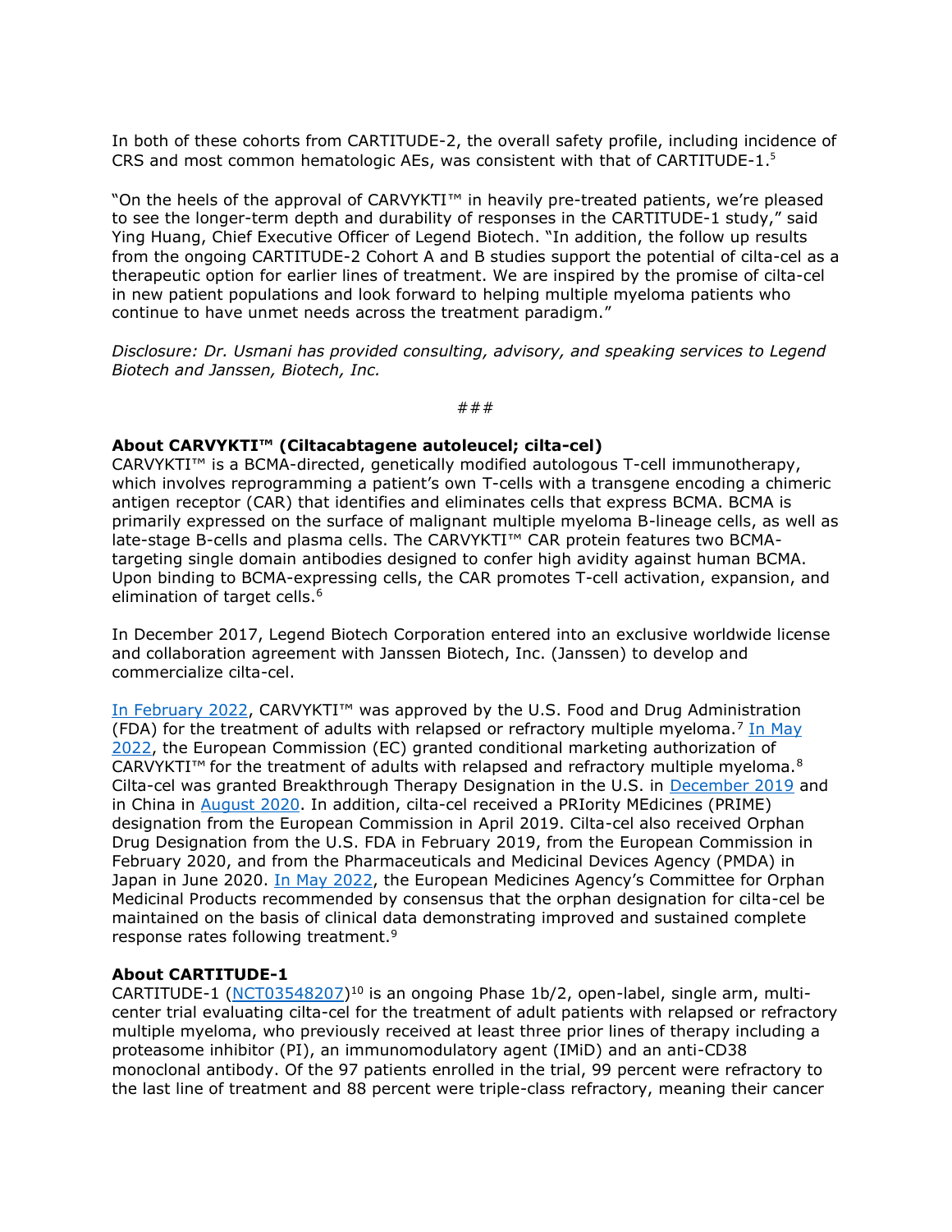In both of these cohorts from CARTITUDE-2, the overall safety profile, including incidence of CRS and most common hematologic AEs, was consistent with that of CARTITUDE-1.[5]

"On the heels of the approval of CARVYKTI™ in heavily pre-treated patients, we're pleased to see the longer-term depth and durability of responses in the CARTITUDE-1 study," said Ying Huang, Chief Executive Officer of Legend Biotech. "In addition, the follow up results from the ongoing CARTITUDE-2 Cohort A and B studies support the potential of cilta-cel as a therapeutic option for earlier lines of treatment. We are inspired by the promise of cilta-cel in new patient populations and look forward to helping multiple myeloma patients who continue to have unmet needs across the treatment paradigm."

*Disclosure: Dr. Usmani has provided consulting, advisory, and speaking services to Legend Biotech and Janssen, Biotech, Inc.*

###

**About CARVYKTI™ (Ciltacabtagene autoleucel; cilta-cel)**
CARVYKTI™ is a BCMA-directed, genetically modified autologous T-cell immunotherapy, which involves reprogramming a patient's own T-cells with a transgene encoding a chimeric antigen receptor (CAR) that identifies and eliminates cells that express BCMA. BCMA is primarily expressed on the surface of malignant multiple myeloma B-lineage cells, as well as late-stage B-cells and plasma cells. The CARVYKTI™ CAR protein features two BCMA-targeting single domain antibodies designed to confer high avidity against human BCMA. Upon binding to BCMA-expressing cells, the CAR promotes T-cell activation, expansion, and elimination of target cells.[6]

In December 2017, Legend Biotech Corporation entered into an exclusive worldwide license and collaboration agreement with Janssen Biotech, Inc. (Janssen) to develop and commercialize cilta-cel.

In February 2022, CARVYKTI™ was approved by the U.S. Food and Drug Administration (FDA) for the treatment of adults with relapsed or refractory multiple myeloma.[7] In May 2022, the European Commission (EC) granted conditional marketing authorization of CARVYKTI™ for the treatment of adults with relapsed and refractory multiple myeloma.[8] Cilta-cel was granted Breakthrough Therapy Designation in the U.S. in December 2019 and in China in August 2020. In addition, cilta-cel received a PRIority MEdicines (PRIME) designation from the European Commission in April 2019. Cilta-cel also received Orphan Drug Designation from the U.S. FDA in February 2019, from the European Commission in February 2020, and from the Pharmaceuticals and Medicinal Devices Agency (PMDA) in Japan in June 2020. In May 2022, the European Medicines Agency's Committee for Orphan Medicinal Products recommended by consensus that the orphan designation for cilta-cel be maintained on the basis of clinical data demonstrating improved and sustained complete response rates following treatment.[9]

**About CARTITUDE-1**
CARTITUDE-1 (NCT03548207)[10] is an ongoing Phase 1b/2, open-label, single arm, multi-center trial evaluating cilta-cel for the treatment of adult patients with relapsed or refractory multiple myeloma, who previously received at least three prior lines of therapy including a proteasome inhibitor (PI), an immunomodulatory agent (IMiD) and an anti-CD38 monoclonal antibody. Of the 97 patients enrolled in the trial, 99 percent were refractory to the last line of treatment and 88 percent were triple-class refractory, meaning their cancer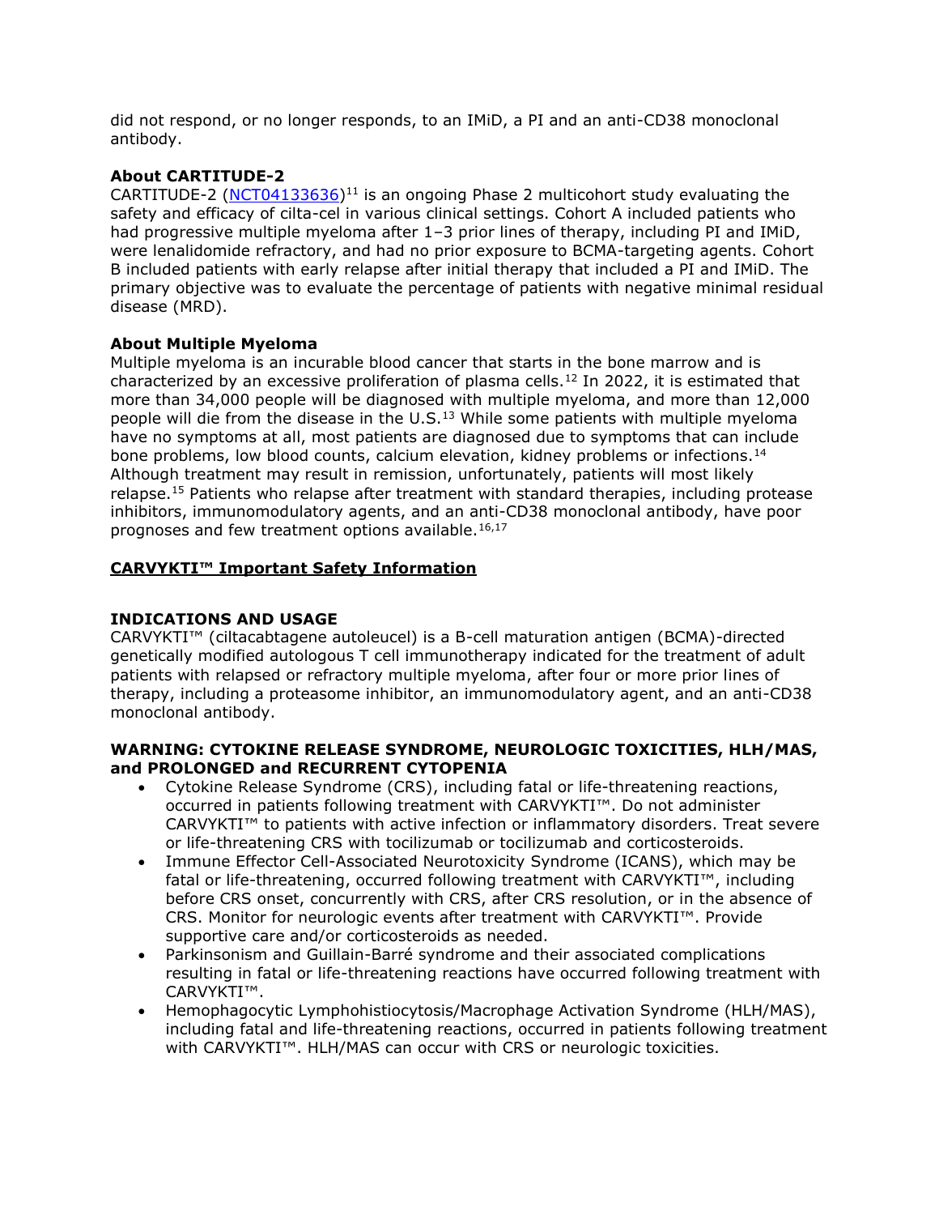did not respond, or no longer responds, to an IMiD, a PI and an anti-CD38 monoclonal antibody.

**About CARTITUDE-2**

CARTITUDE-2 ([NCT04133636](NCT04133636))[11] is an ongoing Phase 2 multicohort study evaluating the safety and efficacy of cilta-cel in various clinical settings. Cohort A included patients who had progressive multiple myeloma after 1–3 prior lines of therapy, including PI and IMiD, were lenalidomide refractory, and had no prior exposure to BCMA-targeting agents. Cohort B included patients with early relapse after initial therapy that included a PI and IMiD. The primary objective was to evaluate the percentage of patients with negative minimal residual disease (MRD).

**About Multiple Myeloma**

Multiple myeloma is an incurable blood cancer that starts in the bone marrow and is characterized by an excessive proliferation of plasma cells.[12] In 2022, it is estimated that more than 34,000 people will be diagnosed with multiple myeloma, and more than 12,000 people will die from the disease in the U.S.[13] While some patients with multiple myeloma have no symptoms at all, most patients are diagnosed due to symptoms that can include bone problems, low blood counts, calcium elevation, kidney problems or infections.[14] Although treatment may result in remission, unfortunately, patients will most likely relapse.[15] Patients who relapse after treatment with standard therapies, including protease inhibitors, immunomodulatory agents, and an anti-CD38 monoclonal antibody, have poor prognoses and few treatment options available.[16,17]

**CARVYKTI™ Important Safety Information**

**INDICATIONS AND USAGE**

CARVYKTI™ (ciltacabtagene autoleucel) is a B-cell maturation antigen (BCMA)-directed genetically modified autologous T cell immunotherapy indicated for the treatment of adult patients with relapsed or refractory multiple myeloma, after four or more prior lines of therapy, including a proteasome inhibitor, an immunomodulatory agent, and an anti-CD38 monoclonal antibody.

**WARNING: CYTOKINE RELEASE SYNDROME, NEUROLOGIC TOXICITIES, HLH/MAS, and PROLONGED and RECURRENT CYTOPENIA**

- Cytokine Release Syndrome (CRS), including fatal or life-threatening reactions, occurred in patients following treatment with CARVYKTI™. Do not administer CARVYKTI™ to patients with active infection or inflammatory disorders. Treat severe or life-threatening CRS with tocilizumab or tocilizumab and corticosteroids.
- Immune Effector Cell-Associated Neurotoxicity Syndrome (ICANS), which may be fatal or life-threatening, occurred following treatment with CARVYKTI™, including before CRS onset, concurrently with CRS, after CRS resolution, or in the absence of CRS. Monitor for neurologic events after treatment with CARVYKTI™. Provide supportive care and/or corticosteroids as needed.
- Parkinsonism and Guillain-Barré syndrome and their associated complications resulting in fatal or life-threatening reactions have occurred following treatment with CARVYKTI™.
- Hemophagocytic Lymphohistiocytosis/Macrophage Activation Syndrome (HLH/MAS), including fatal and life-threatening reactions, occurred in patients following treatment with CARVYKTI™. HLH/MAS can occur with CRS or neurologic toxicities.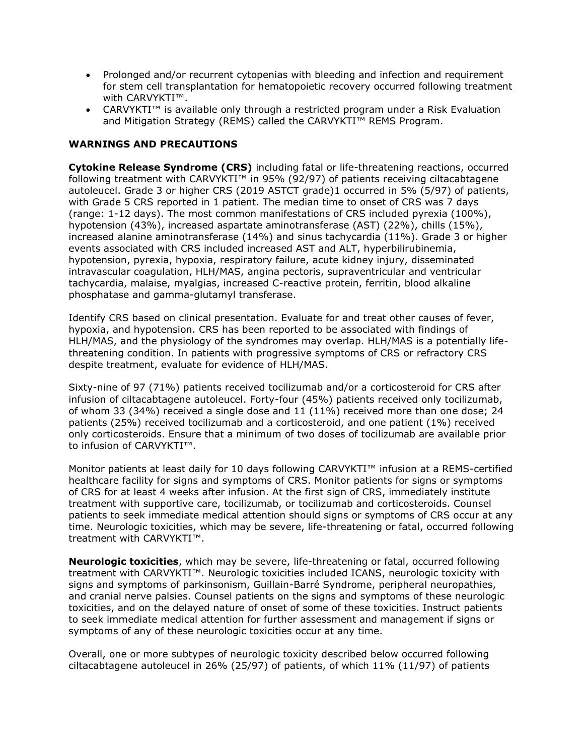- Prolonged and/or recurrent cytopenias with bleeding and infection and requirement for stem cell transplantation for hematopoietic recovery occurred following treatment with CARVYKTI™.
- CARVYKTI™ is available only through a restricted program under a Risk Evaluation and Mitigation Strategy (REMS) called the CARVYKTI™ REMS Program.

**WARNINGS AND PRECAUTIONS**

**Cytokine Release Syndrome (CRS)** including fatal or life-threatening reactions, occurred following treatment with CARVYKTI™ in 95% (92/97) of patients receiving ciltacabtagene autoleucel. Grade 3 or higher CRS (2019 ASTCT grade)1 occurred in 5% (5/97) of patients, with Grade 5 CRS reported in 1 patient. The median time to onset of CRS was 7 days (range: 1-12 days). The most common manifestations of CRS included pyrexia (100%), hypotension (43%), increased aspartate aminotransferase (AST) (22%), chills (15%), increased alanine aminotransferase (14%) and sinus tachycardia (11%). Grade 3 or higher events associated with CRS included increased AST and ALT, hyperbilirubinemia, hypotension, pyrexia, hypoxia, respiratory failure, acute kidney injury, disseminated intravascular coagulation, HLH/MAS, angina pectoris, supraventricular and ventricular tachycardia, malaise, myalgias, increased C-reactive protein, ferritin, blood alkaline phosphatase and gamma-glutamyl transferase.

Identify CRS based on clinical presentation. Evaluate for and treat other causes of fever, hypoxia, and hypotension. CRS has been reported to be associated with findings of HLH/MAS, and the physiology of the syndromes may overlap. HLH/MAS is a potentially life-threatening condition. In patients with progressive symptoms of CRS or refractory CRS despite treatment, evaluate for evidence of HLH/MAS.

Sixty-nine of 97 (71%) patients received tocilizumab and/or a corticosteroid for CRS after infusion of ciltacabtagene autoleucel. Forty-four (45%) patients received only tocilizumab, of whom 33 (34%) received a single dose and 11 (11%) received more than one dose; 24 patients (25%) received tocilizumab and a corticosteroid, and one patient (1%) received only corticosteroids. Ensure that a minimum of two doses of tocilizumab are available prior to infusion of CARVYKTI™.

Monitor patients at least daily for 10 days following CARVYKTI™ infusion at a REMS-certified healthcare facility for signs and symptoms of CRS. Monitor patients for signs or symptoms of CRS for at least 4 weeks after infusion. At the first sign of CRS, immediately institute treatment with supportive care, tocilizumab, or tocilizumab and corticosteroids. Counsel patients to seek immediate medical attention should signs or symptoms of CRS occur at any time. Neurologic toxicities, which may be severe, life-threatening or fatal, occurred following treatment with CARVYKTI™.

**Neurologic toxicities**, which may be severe, life-threatening or fatal, occurred following treatment with CARVYKTI™. Neurologic toxicities included ICANS, neurologic toxicity with signs and symptoms of parkinsonism, Guillain-Barré Syndrome, peripheral neuropathies, and cranial nerve palsies. Counsel patients on the signs and symptoms of these neurologic toxicities, and on the delayed nature of onset of some of these toxicities. Instruct patients to seek immediate medical attention for further assessment and management if signs or symptoms of any of these neurologic toxicities occur at any time.

Overall, one or more subtypes of neurologic toxicity described below occurred following ciltacabtagene autoleucel in 26% (25/97) of patients, of which 11% (11/97) of patients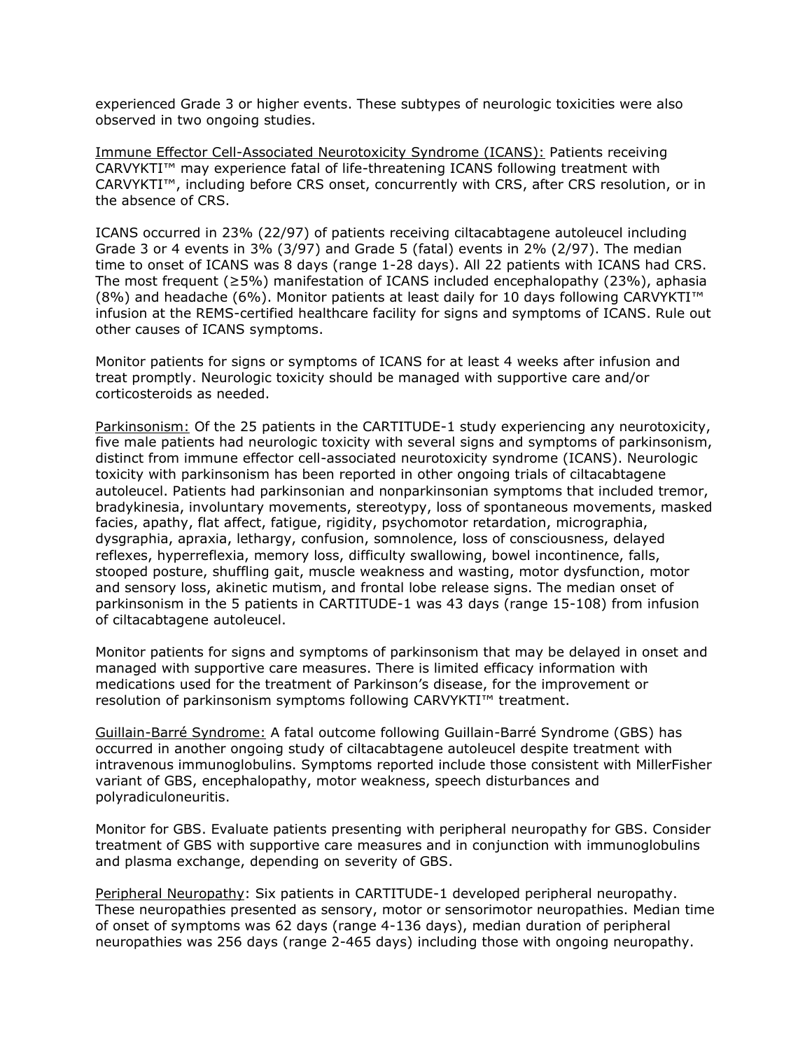experienced Grade 3 or higher events. These subtypes of neurologic toxicities were also observed in two ongoing studies.

Immune Effector Cell-Associated Neurotoxicity Syndrome (ICANS): Patients receiving CARVYKTI™ may experience fatal of life-threatening ICANS following treatment with CARVYKTI™, including before CRS onset, concurrently with CRS, after CRS resolution, or in the absence of CRS.

ICANS occurred in 23% (22/97) of patients receiving ciltacabtagene autoleucel including Grade 3 or 4 events in 3% (3/97) and Grade 5 (fatal) events in 2% (2/97). The median time to onset of ICANS was 8 days (range 1-28 days). All 22 patients with ICANS had CRS. The most frequent (≥5%) manifestation of ICANS included encephalopathy (23%), aphasia (8%) and headache (6%). Monitor patients at least daily for 10 days following CARVYKTI™ infusion at the REMS-certified healthcare facility for signs and symptoms of ICANS. Rule out other causes of ICANS symptoms.

Monitor patients for signs or symptoms of ICANS for at least 4 weeks after infusion and treat promptly. Neurologic toxicity should be managed with supportive care and/or corticosteroids as needed.

Parkinsonism: Of the 25 patients in the CARTITUDE-1 study experiencing any neurotoxicity, five male patients had neurologic toxicity with several signs and symptoms of parkinsonism, distinct from immune effector cell-associated neurotoxicity syndrome (ICANS). Neurologic toxicity with parkinsonism has been reported in other ongoing trials of ciltacabtagene autoleucel. Patients had parkinsonian and nonparkinsonian symptoms that included tremor, bradykinesia, involuntary movements, stereotypy, loss of spontaneous movements, masked facies, apathy, flat affect, fatigue, rigidity, psychomotor retardation, micrographia, dysgraphia, apraxia, lethargy, confusion, somnolence, loss of consciousness, delayed reflexes, hyperreflexia, memory loss, difficulty swallowing, bowel incontinence, falls, stooped posture, shuffling gait, muscle weakness and wasting, motor dysfunction, motor and sensory loss, akinetic mutism, and frontal lobe release signs. The median onset of parkinsonism in the 5 patients in CARTITUDE-1 was 43 days (range 15-108) from infusion of ciltacabtagene autoleucel.

Monitor patients for signs and symptoms of parkinsonism that may be delayed in onset and managed with supportive care measures. There is limited efficacy information with medications used for the treatment of Parkinson's disease, for the improvement or resolution of parkinsonism symptoms following CARVYKTI™ treatment.

Guillain-Barré Syndrome: A fatal outcome following Guillain-Barré Syndrome (GBS) has occurred in another ongoing study of ciltacabtagene autoleucel despite treatment with intravenous immunoglobulins. Symptoms reported include those consistent with MillerFisher variant of GBS, encephalopathy, motor weakness, speech disturbances and polyradiculoneuritis.

Monitor for GBS. Evaluate patients presenting with peripheral neuropathy for GBS. Consider treatment of GBS with supportive care measures and in conjunction with immunoglobulins and plasma exchange, depending on severity of GBS.

Peripheral Neuropathy: Six patients in CARTITUDE-1 developed peripheral neuropathy. These neuropathies presented as sensory, motor or sensorimotor neuropathies. Median time of onset of symptoms was 62 days (range 4-136 days), median duration of peripheral neuropathies was 256 days (range 2-465 days) including those with ongoing neuropathy.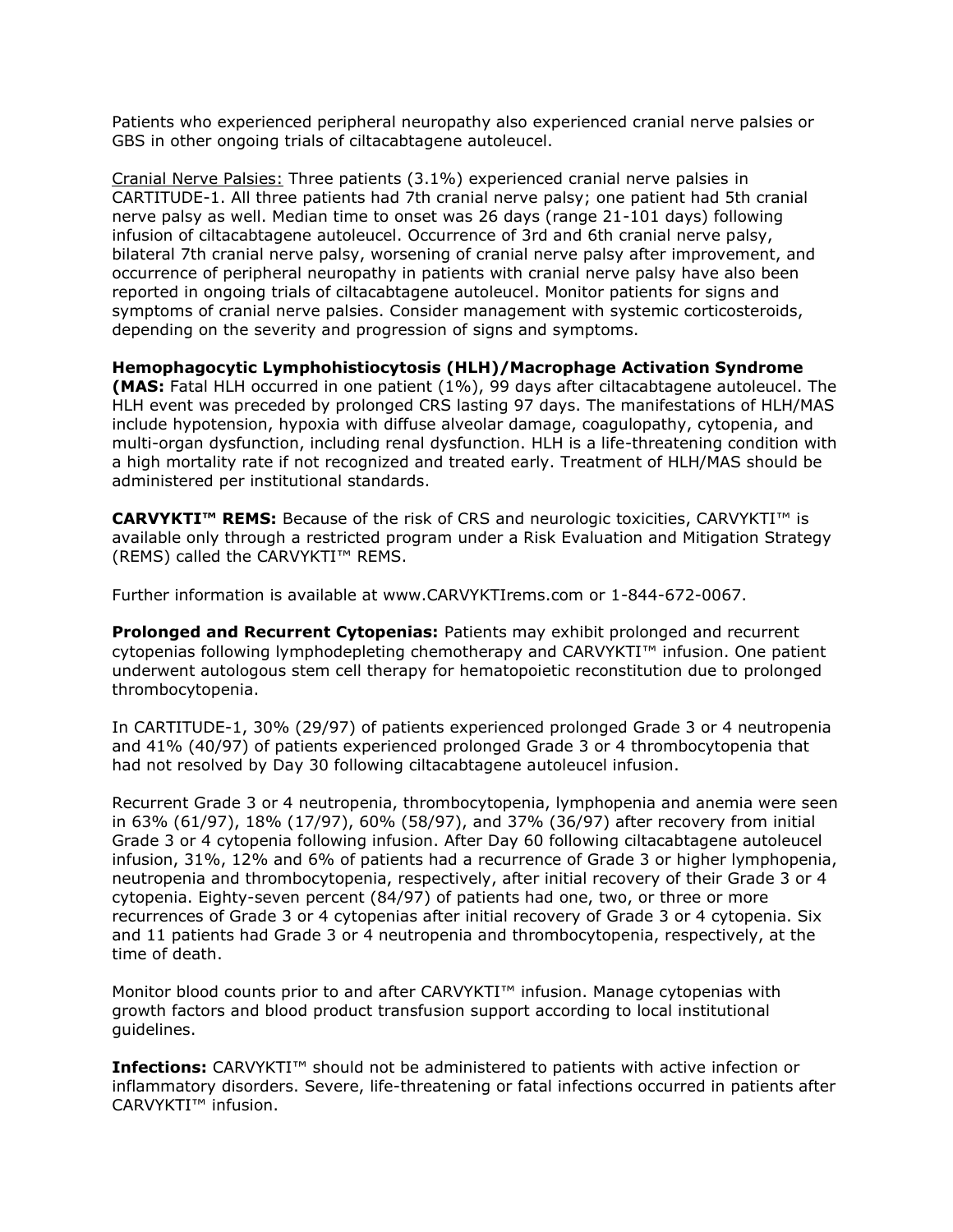Patients who experienced peripheral neuropathy also experienced cranial nerve palsies or GBS in other ongoing trials of ciltacabtagene autoleucel.

Cranial Nerve Palsies: Three patients (3.1%) experienced cranial nerve palsies in CARTITUDE-1. All three patients had 7th cranial nerve palsy; one patient had 5th cranial nerve palsy as well. Median time to onset was 26 days (range 21-101 days) following infusion of ciltacabtagene autoleucel. Occurrence of 3rd and 6th cranial nerve palsy, bilateral 7th cranial nerve palsy, worsening of cranial nerve palsy after improvement, and occurrence of peripheral neuropathy in patients with cranial nerve palsy have also been reported in ongoing trials of ciltacabtagene autoleucel. Monitor patients for signs and symptoms of cranial nerve palsies. Consider management with systemic corticosteroids, depending on the severity and progression of signs and symptoms.

**Hemophagocytic Lymphohistiocytosis (HLH)/Macrophage Activation Syndrome (MAS:** Fatal HLH occurred in one patient (1%), 99 days after ciltacabtagene autoleucel. The HLH event was preceded by prolonged CRS lasting 97 days. The manifestations of HLH/MAS include hypotension, hypoxia with diffuse alveolar damage, coagulopathy, cytopenia, and multi-organ dysfunction, including renal dysfunction. HLH is a life-threatening condition with a high mortality rate if not recognized and treated early. Treatment of HLH/MAS should be administered per institutional standards.

**CARVYKTI™ REMS:** Because of the risk of CRS and neurologic toxicities, CARVYKTI™ is available only through a restricted program under a Risk Evaluation and Mitigation Strategy (REMS) called the CARVYKTI™ REMS.

Further information is available at www.CARVYKTIrems.com or 1-844-672-0067.

**Prolonged and Recurrent Cytopenias:** Patients may exhibit prolonged and recurrent cytopenias following lymphodepleting chemotherapy and CARVYKTI™ infusion. One patient underwent autologous stem cell therapy for hematopoietic reconstitution due to prolonged thrombocytopenia.

In CARTITUDE-1, 30% (29/97) of patients experienced prolonged Grade 3 or 4 neutropenia and 41% (40/97) of patients experienced prolonged Grade 3 or 4 thrombocytopenia that had not resolved by Day 30 following ciltacabtagene autoleucel infusion.

Recurrent Grade 3 or 4 neutropenia, thrombocytopenia, lymphopenia and anemia were seen in 63% (61/97), 18% (17/97), 60% (58/97), and 37% (36/97) after recovery from initial Grade 3 or 4 cytopenia following infusion. After Day 60 following ciltacabtagene autoleucel infusion, 31%, 12% and 6% of patients had a recurrence of Grade 3 or higher lymphopenia, neutropenia and thrombocytopenia, respectively, after initial recovery of their Grade 3 or 4 cytopenia. Eighty-seven percent (84/97) of patients had one, two, or three or more recurrences of Grade 3 or 4 cytopenias after initial recovery of Grade 3 or 4 cytopenia. Six and 11 patients had Grade 3 or 4 neutropenia and thrombocytopenia, respectively, at the time of death.

Monitor blood counts prior to and after CARVYKTI™ infusion. Manage cytopenias with growth factors and blood product transfusion support according to local institutional guidelines.

**Infections:** CARVYKTI™ should not be administered to patients with active infection or inflammatory disorders. Severe, life-threatening or fatal infections occurred in patients after CARVYKTI™ infusion.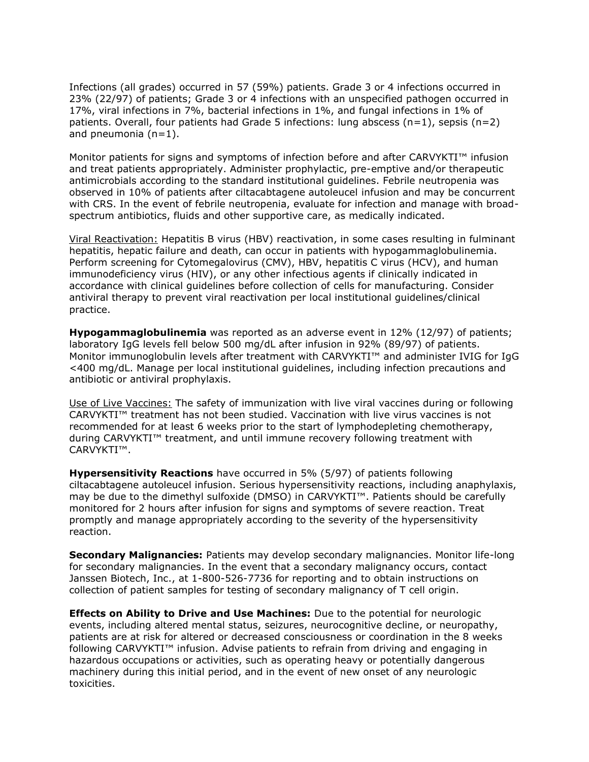Infections (all grades) occurred in 57 (59%) patients. Grade 3 or 4 infections occurred in 23% (22/97) of patients; Grade 3 or 4 infections with an unspecified pathogen occurred in 17%, viral infections in 7%, bacterial infections in 1%, and fungal infections in 1% of patients. Overall, four patients had Grade 5 infections: lung abscess (n=1), sepsis (n=2) and pneumonia (n=1).

Monitor patients for signs and symptoms of infection before and after CARVYKTI™ infusion and treat patients appropriately. Administer prophylactic, pre-emptive and/or therapeutic antimicrobials according to the standard institutional guidelines. Febrile neutropenia was observed in 10% of patients after ciltacabtagene autoleucel infusion and may be concurrent with CRS. In the event of febrile neutropenia, evaluate for infection and manage with broad-spectrum antibiotics, fluids and other supportive care, as medically indicated.

Viral Reactivation: Hepatitis B virus (HBV) reactivation, in some cases resulting in fulminant hepatitis, hepatic failure and death, can occur in patients with hypogammaglobulinemia. Perform screening for Cytomegalovirus (CMV), HBV, hepatitis C virus (HCV), and human immunodeficiency virus (HIV), or any other infectious agents if clinically indicated in accordance with clinical guidelines before collection of cells for manufacturing. Consider antiviral therapy to prevent viral reactivation per local institutional guidelines/clinical practice.

**Hypogammaglobulinemia** was reported as an adverse event in 12% (12/97) of patients; laboratory IgG levels fell below 500 mg/dL after infusion in 92% (89/97) of patients. Monitor immunoglobulin levels after treatment with CARVYKTI™ and administer IVIG for IgG <400 mg/dL. Manage per local institutional guidelines, including infection precautions and antibiotic or antiviral prophylaxis.

Use of Live Vaccines: The safety of immunization with live viral vaccines during or following CARVYKTI™ treatment has not been studied. Vaccination with live virus vaccines is not recommended for at least 6 weeks prior to the start of lymphodepleting chemotherapy, during CARVYKTI™ treatment, and until immune recovery following treatment with CARVYKTI™.

**Hypersensitivity Reactions** have occurred in 5% (5/97) of patients following ciltacabtagene autoleucel infusion. Serious hypersensitivity reactions, including anaphylaxis, may be due to the dimethyl sulfoxide (DMSO) in CARVYKTI™. Patients should be carefully monitored for 2 hours after infusion for signs and symptoms of severe reaction. Treat promptly and manage appropriately according to the severity of the hypersensitivity reaction.

**Secondary Malignancies:** Patients may develop secondary malignancies. Monitor life-long for secondary malignancies. In the event that a secondary malignancy occurs, contact Janssen Biotech, Inc., at 1-800-526-7736 for reporting and to obtain instructions on collection of patient samples for testing of secondary malignancy of T cell origin.

**Effects on Ability to Drive and Use Machines:** Due to the potential for neurologic events, including altered mental status, seizures, neurocognitive decline, or neuropathy, patients are at risk for altered or decreased consciousness or coordination in the 8 weeks following CARVYKTI™ infusion. Advise patients to refrain from driving and engaging in hazardous occupations or activities, such as operating heavy or potentially dangerous machinery during this initial period, and in the event of new onset of any neurologic toxicities.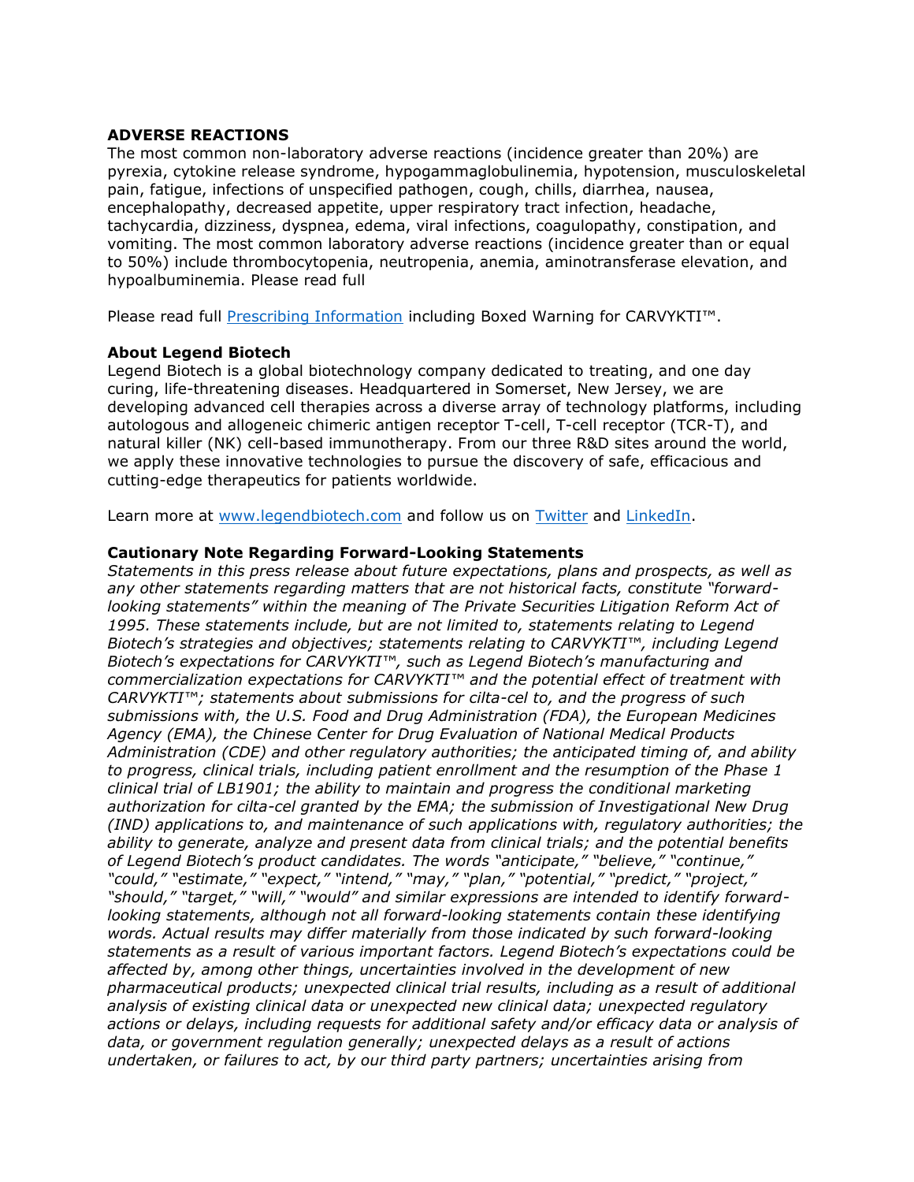**ADVERSE REACTIONS**
The most common non-laboratory adverse reactions (incidence greater than 20%) are pyrexia, cytokine release syndrome, hypogammaglobulinemia, hypotension, musculoskeletal pain, fatigue, infections of unspecified pathogen, cough, chills, diarrhea, nausea, encephalopathy, decreased appetite, upper respiratory tract infection, headache, tachycardia, dizziness, dyspnea, edema, viral infections, coagulopathy, constipation, and vomiting. The most common laboratory adverse reactions (incidence greater than or equal to 50%) include thrombocytopenia, neutropenia, anemia, aminotransferase elevation, and hypoalbuminemia. Please read full

Please read full Prescribing Information including Boxed Warning for CARVYKTI™.

**About Legend Biotech**
Legend Biotech is a global biotechnology company dedicated to treating, and one day curing, life-threatening diseases. Headquartered in Somerset, New Jersey, we are developing advanced cell therapies across a diverse array of technology platforms, including autologous and allogeneic chimeric antigen receptor T-cell, T-cell receptor (TCR-T), and natural killer (NK) cell-based immunotherapy. From our three R&D sites around the world, we apply these innovative technologies to pursue the discovery of safe, efficacious and cutting-edge therapeutics for patients worldwide.

Learn more at www.legendbiotech.com and follow us on Twitter and LinkedIn.

**Cautionary Note Regarding Forward-Looking Statements**
*Statements in this press release about future expectations, plans and prospects, as well as any other statements regarding matters that are not historical facts, constitute "forward-looking statements" within the meaning of The Private Securities Litigation Reform Act of 1995. These statements include, but are not limited to, statements relating to Legend Biotech's strategies and objectives; statements relating to CARVYKTI™, including Legend Biotech's expectations for CARVYKTI™, such as Legend Biotech's manufacturing and commercialization expectations for CARVYKTI™ and the potential effect of treatment with CARVYKTI™; statements about submissions for cilta-cel to, and the progress of such submissions with, the U.S. Food and Drug Administration (FDA), the European Medicines Agency (EMA), the Chinese Center for Drug Evaluation of National Medical Products Administration (CDE) and other regulatory authorities; the anticipated timing of, and ability to progress, clinical trials, including patient enrollment and the resumption of the Phase 1 clinical trial of LB1901; the ability to maintain and progress the conditional marketing authorization for cilta-cel granted by the EMA; the submission of Investigational New Drug (IND) applications to, and maintenance of such applications with, regulatory authorities; the ability to generate, analyze and present data from clinical trials; and the potential benefits of Legend Biotech's product candidates. The words "anticipate," "believe," "continue," "could," "estimate," "expect," "intend," "may," "plan," "potential," "predict," "project," "should," "target," "will," "would" and similar expressions are intended to identify forward-looking statements, although not all forward-looking statements contain these identifying words. Actual results may differ materially from those indicated by such forward-looking statements as a result of various important factors. Legend Biotech's expectations could be affected by, among other things, uncertainties involved in the development of new pharmaceutical products; unexpected clinical trial results, including as a result of additional analysis of existing clinical data or unexpected new clinical data; unexpected regulatory actions or delays, including requests for additional safety and/or efficacy data or analysis of data, or government regulation generally; unexpected delays as a result of actions undertaken, or failures to act, by our third party partners; uncertainties arising from*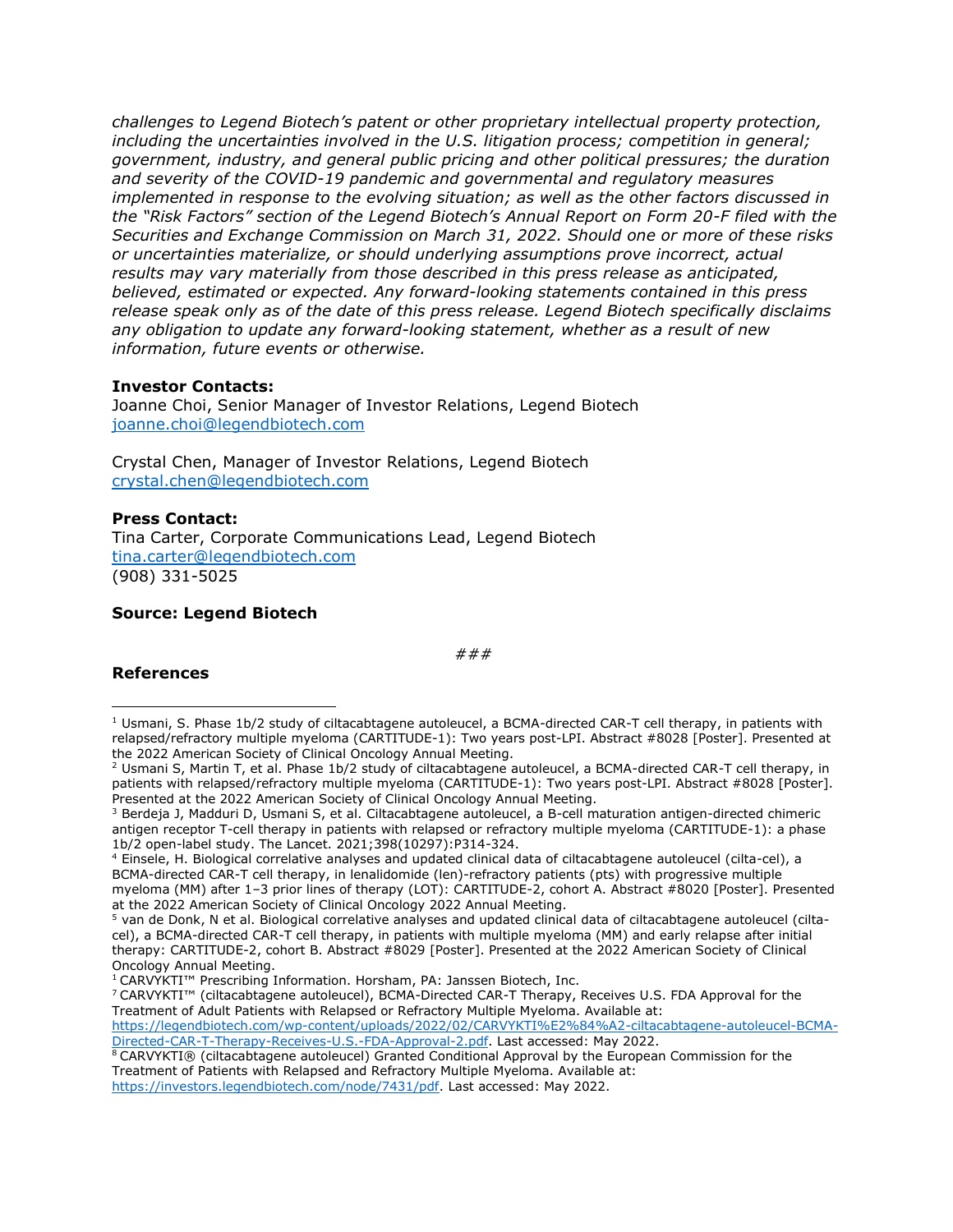*challenges to Legend Biotech's patent or other proprietary intellectual property protection, including the uncertainties involved in the U.S. litigation process; competition in general; government, industry, and general public pricing and other political pressures; the duration and severity of the COVID-19 pandemic and governmental and regulatory measures implemented in response to the evolving situation; as well as the other factors discussed in the "Risk Factors" section of the Legend Biotech's Annual Report on Form 20-F filed with the Securities and Exchange Commission on March 31, 2022. Should one or more of these risks or uncertainties materialize, or should underlying assumptions prove incorrect, actual results may vary materially from those described in this press release as anticipated, believed, estimated or expected. Any forward-looking statements contained in this press release speak only as of the date of this press release. Legend Biotech specifically disclaims any obligation to update any forward-looking statement, whether as a result of new information, future events or otherwise.*

**Investor Contacts:**
Joanne Choi, Senior Manager of Investor Relations, Legend Biotech
joanne.choi@legendbiotech.com

Crystal Chen, Manager of Investor Relations, Legend Biotech
crystal.chen@legendbiotech.com

**Press Contact:**
Tina Carter, Corporate Communications Lead, Legend Biotech
tina.carter@legendbiotech.com
(908) 331-5025

**Source: Legend Biotech**

*###*

**References**

[1] Usmani, S. Phase 1b/2 study of ciltacabtagene autoleucel, a BCMA-directed CAR-T cell therapy, in patients with relapsed/refractory multiple myeloma (CARTITUDE-1): Two years post-LPI. Abstract #8028 [Poster]. Presented at the 2022 American Society of Clinical Oncology Annual Meeting.

[2] Usmani S, Martin T, et al. Phase 1b/2 study of ciltacabtagene autoleucel, a BCMA-directed CAR-T cell therapy, in patients with relapsed/refractory multiple myeloma (CARTITUDE-1): Two years post-LPI. Abstract #8028 [Poster]. Presented at the 2022 American Society of Clinical Oncology Annual Meeting.

[3] Berdeja J, Madduri D, Usmani S, et al. Ciltacabtagene autoleucel, a B-cell maturation antigen-directed chimeric antigen receptor T-cell therapy in patients with relapsed or refractory multiple myeloma (CARTITUDE-1): a phase 1b/2 open-label study. The Lancet. 2021;398(10297):P314-324.

[4] Einsele, H. Biological correlative analyses and updated clinical data of ciltacabtagene autoleucel (cilta-cel), a BCMA-directed CAR-T cell therapy, in lenalidomide (len)-refractory patients (pts) with progressive multiple myeloma (MM) after 1–3 prior lines of therapy (LOT): CARTITUDE-2, cohort A. Abstract #8020 [Poster]. Presented at the 2022 American Society of Clinical Oncology 2022 Annual Meeting.

[5] van de Donk, N et al. Biological correlative analyses and updated clinical data of ciltacabtagene autoleucel (cilta-cel), a BCMA-directed CAR-T cell therapy, in patients with multiple myeloma (MM) and early relapse after initial therapy: CARTITUDE-2, cohort B. Abstract #8029 [Poster]. Presented at the 2022 American Society of Clinical Oncology Annual Meeting.

[1] CARVYKTI™ Prescribing Information. Horsham, PA: Janssen Biotech, Inc.

[7] CARVYKTI™ (ciltacabtagene autoleucel), BCMA-Directed CAR-T Therapy, Receives U.S. FDA Approval for the Treatment of Adult Patients with Relapsed or Refractory Multiple Myeloma. Available at: https://legendbiotech.com/wp-content/uploads/2022/02/CARVYKTI%E2%84%A2-ciltacabtagene-autoleucel-BCMA-Directed-CAR-T-Therapy-Receives-U.S.-FDA-Approval-2.pdf. Last accessed: May 2022.

[8] CARVYKTI® (ciltacabtagene autoleucel) Granted Conditional Approval by the European Commission for the Treatment of Patients with Relapsed and Refractory Multiple Myeloma. Available at: https://investors.legendbiotech.com/node/7431/pdf. Last accessed: May 2022.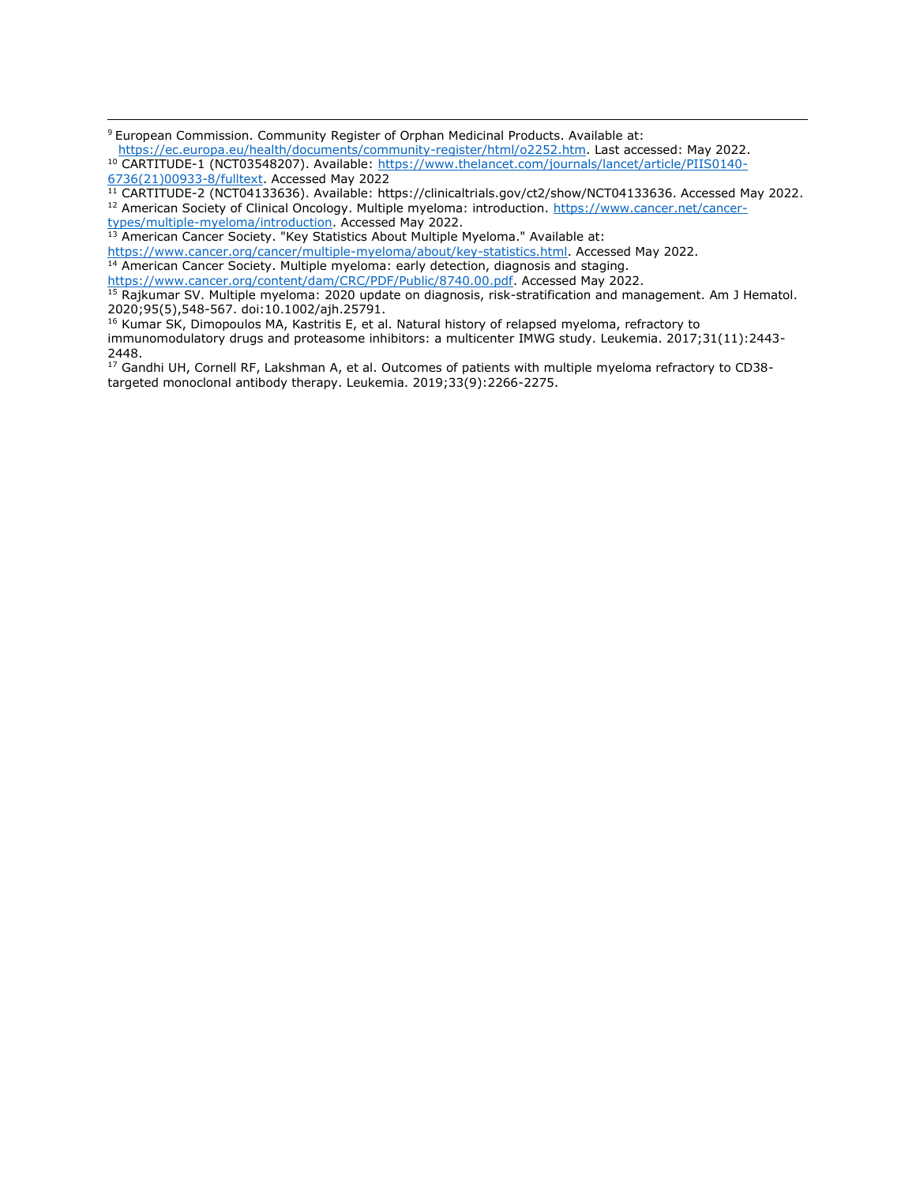---

[9] European Commission. Community Register of Orphan Medicinal Products. Available at: https://ec.europa.eu/health/documents/community-register/html/o2252.htm. Last accessed: May 2022.

[10] CARTITUDE-1 (NCT03548207). Available: https://www.thelancet.com/journals/lancet/article/PIIS0140-6736(21)00933-8/fulltext. Accessed May 2022

[11] CARTITUDE-2 (NCT04133636). Available: https://clinicaltrials.gov/ct2/show/NCT04133636. Accessed May 2022.

[12] American Society of Clinical Oncology. Multiple myeloma: introduction. https://www.cancer.net/cancer-types/multiple-myeloma/introduction. Accessed May 2022.

[13] American Cancer Society. "Key Statistics About Multiple Myeloma." Available at: https://www.cancer.org/cancer/multiple-myeloma/about/key-statistics.html. Accessed May 2022.

[14] American Cancer Society. Multiple myeloma: early detection, diagnosis and staging. https://www.cancer.org/content/dam/CRC/PDF/Public/8740.00.pdf. Accessed May 2022.

[15] Rajkumar SV. Multiple myeloma: 2020 update on diagnosis, risk-stratification and management. Am J Hematol. 2020;95(5),548-567. doi:10.1002/ajh.25791.

[16] Kumar SK, Dimopoulos MA, Kastritis E, et al. Natural history of relapsed myeloma, refractory to immunomodulatory drugs and proteasome inhibitors: a multicenter IMWG study. Leukemia. 2017;31(11):2443-2448.

[17] Gandhi UH, Cornell RF, Lakshman A, et al. Outcomes of patients with multiple myeloma refractory to CD38-targeted monoclonal antibody therapy. Leukemia. 2019;33(9):2266-2275.